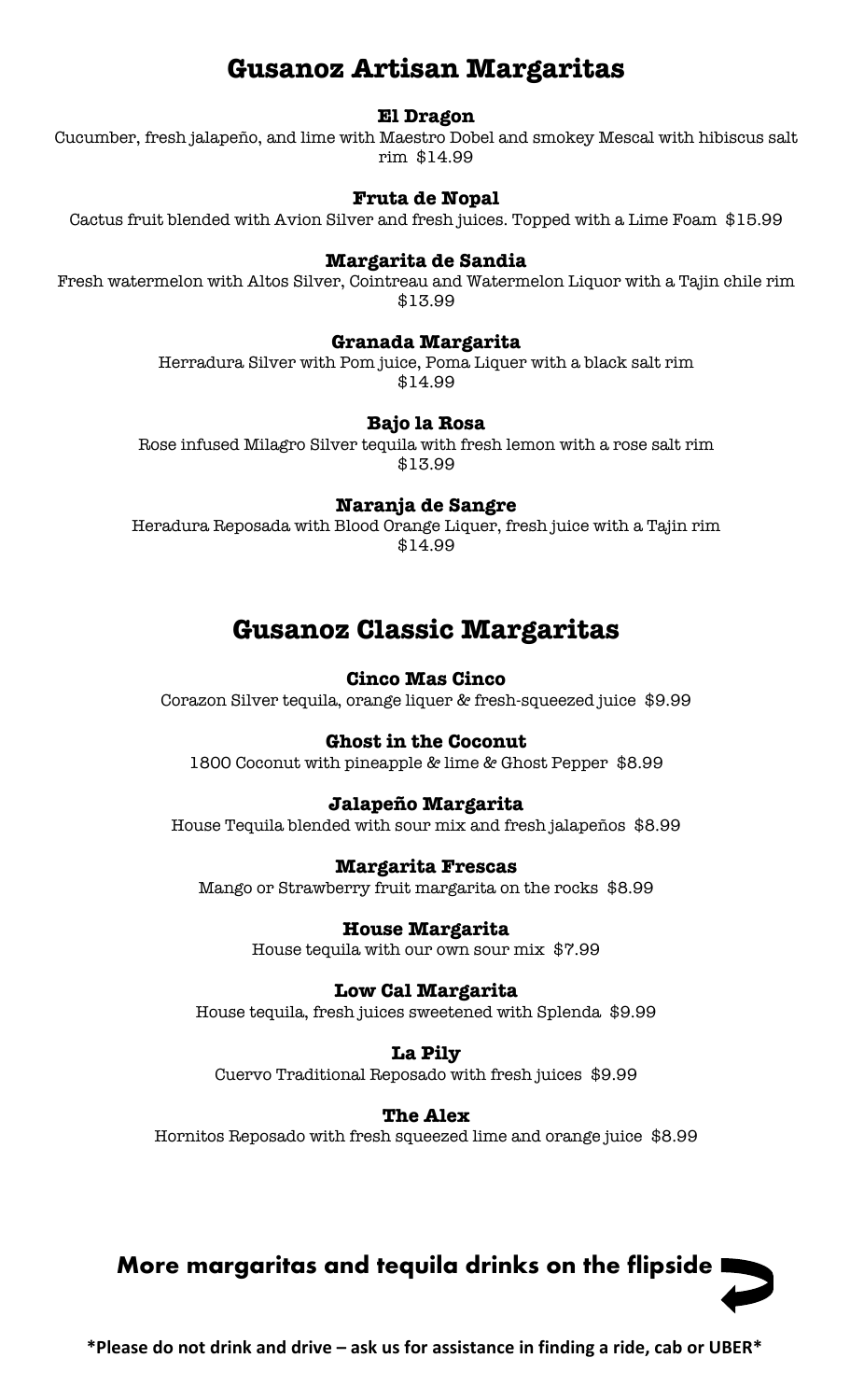# Gusanoz Artisan Margaritas

### El Dragon

Cucumber, fresh jalapeño, and lime with Maestro Dobel and smokey Mescal with hibiscus salt rim  $14.99

### Fruta de Nopal

Cactus fruit blended with Avion Silver and fresh juices. Topped with a Lime Foam  $15.99

### Margarita de Sandia

Fresh watermelon with Altos Silver, Cointreau and Watermelon Liquor with a Tajin chile rim  
$13.99

### Granada Margarita

Herradura Silver with Pom juice, Poma Liquer with a black salt rim  
$14.99

### Bajo la Rosa

Rose infused Milagro Silver tequila with fresh lemon with a rose salt rim  
$13.99

### Naranja de Sangre

Heradura Reposada with Blood Orange Liquer, fresh juice with a Tajin rim  
$14.99

# Gusanoz Classic Margaritas

### Cinco Mas Cinco

Corazon Silver tequila, orange liquer & fresh-squeezed juice  $9.99

### Ghost in the Coconut

1800 Coconut with pineapple & lime & Ghost Pepper  $8.99

### Jalapeño Margarita

House Tequila blended with sour mix and fresh jalapeños  $8.99

### Margarita Frescas

Mango or Strawberry fruit margarita on the rocks  $8.99

### House Margarita

House tequila with our own sour mix  $7.99

### Low Cal Margarita

House tequila, fresh juices sweetened with Splenda  $9.99

### La Pily

Cuervo Traditional Reposado with fresh juices  $9.99

### The Alex

Hornitos Reposado with fresh squeezed lime and orange juice  $8.99

## More margaritas and tequila drinks on the flipside

**\*Please do not drink and drive – ask us for assistance in finding a ride, cab or UBER\***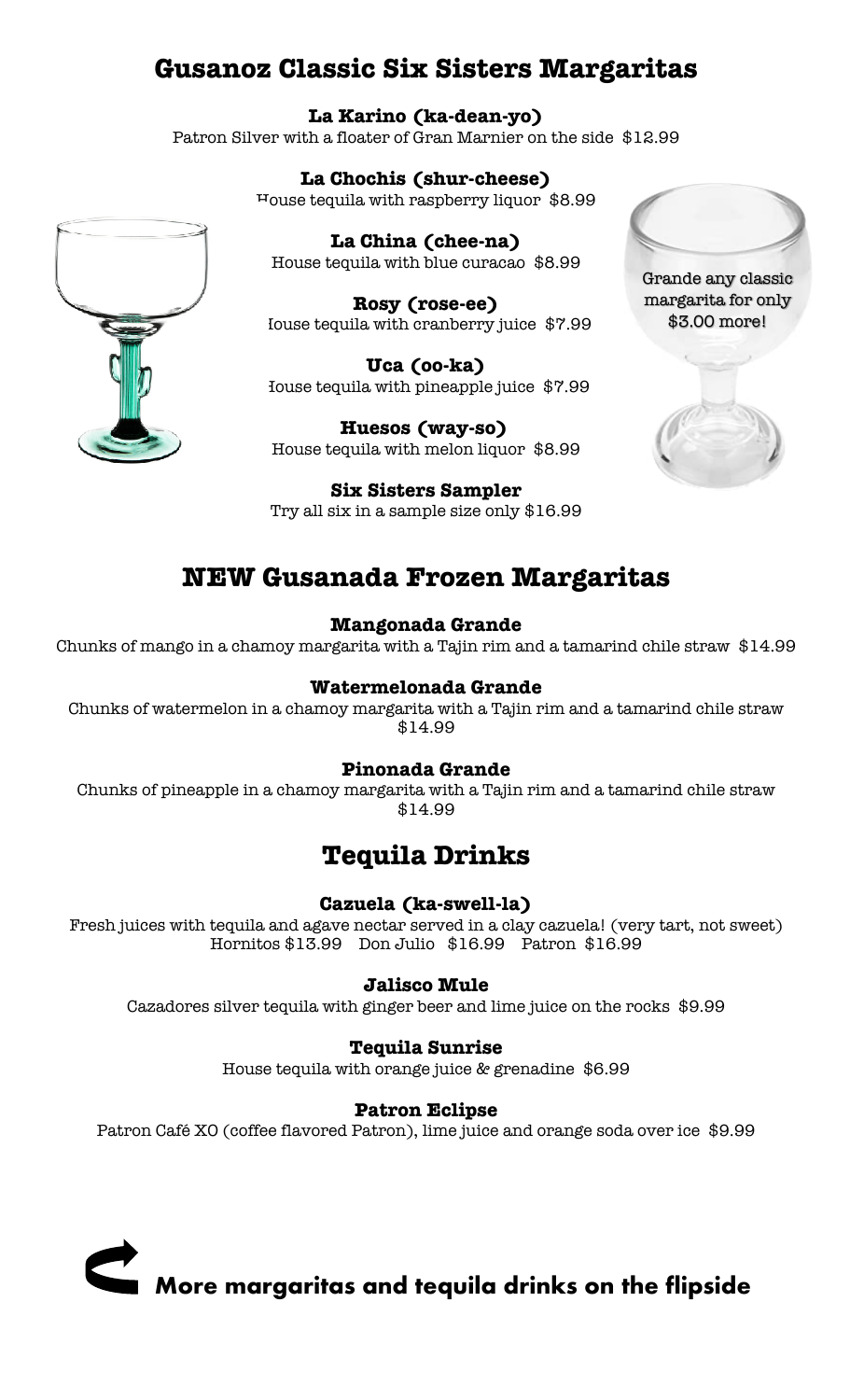## Gusanoz Classic Six Sisters Margaritas

**La Karino (ka-dean-yo)**
Patron Silver with a floater of Gran Marnier on the side $12.99

**La Chochis (shur-cheese)**
House tequila with raspberry liquor $8.99

**La China (chee-na)**
House tequila with blue curacao $8.99

**Rosy (rose-ee)**
House tequila with cranberry juice $7.99

**Uca (oo-ka)**
House tequila with pineapple juice $7.99

**Huesos (way-so)**
House tequila with melon liquor $8.99

**Six Sisters Sampler**
Try all six in a sample size only $16.99

Grande any classic margarita for only $3.00 more!

## NEW Gusanada Frozen Margaritas

**Mangonada Grande**
Chunks of mango in a chamoy margarita with a Tajin rim and a tamarind chile straw $14.99

**Watermelonada Grande**
Chunks of watermelon in a chamoy margarita with a Tajin rim and a tamarind chile straw $14.99

**Pinonada Grande**
Chunks of pineapple in a chamoy margarita with a Tajin rim and a tamarind chile straw $14.99

## Tequila Drinks

**Cazuela (ka-swell-la)**
Fresh juices with tequila and agave nectar served in a clay cazuela! (very tart, not sweet)
Hornitos $13.99 Don Julio $16.99 Patron $16.99

**Jalisco Mule**
Cazadores silver tequila with ginger beer and lime juice on the rocks $9.99

**Tequila Sunrise**
House tequila with orange juice & grenadine $6.99

**Patron Eclipse**
Patron Café XO (coffee flavored Patron), lime juice and orange soda over ice $9.99

**More margaritas and tequila drinks on the flipside**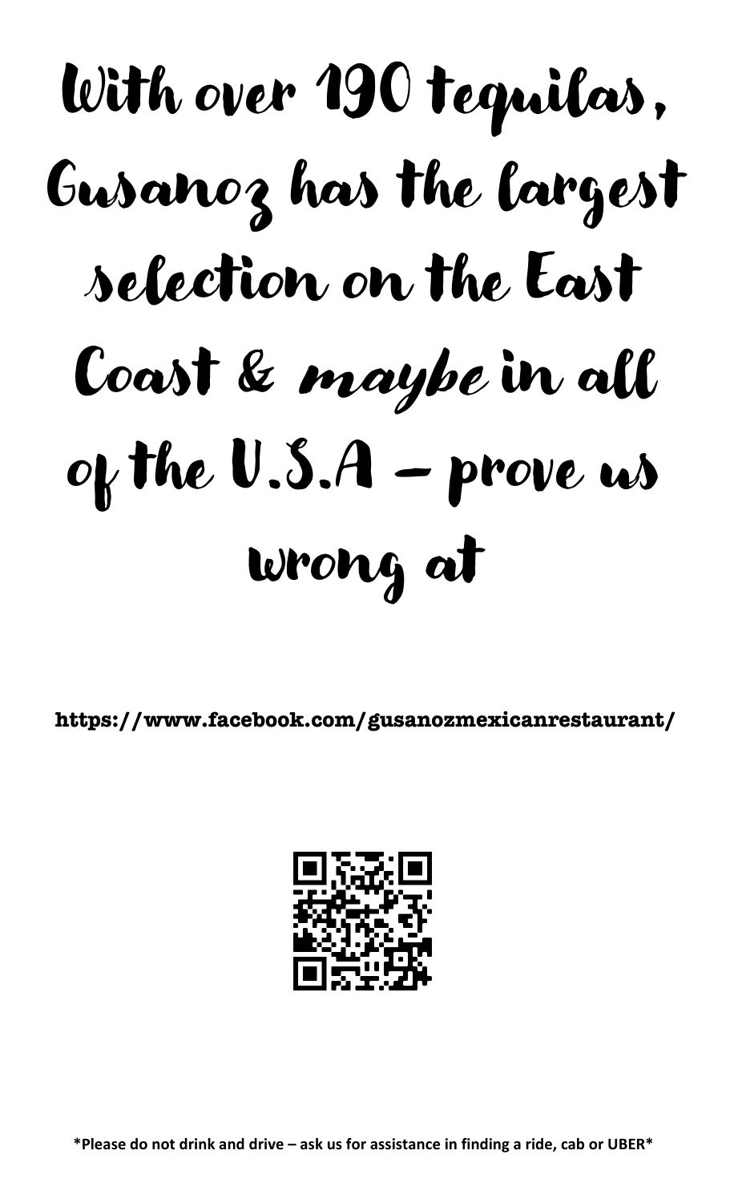# With over 190 tequilas, Gusanoz has the largest selection on the East Coast & *maybe* in all of the U.S.A – prove us wrong at

**https://www.facebook.com/gusanozmexicanrestaurant/**

**\*Please do not drink and drive – ask us for assistance in finding a ride, cab or UBER\***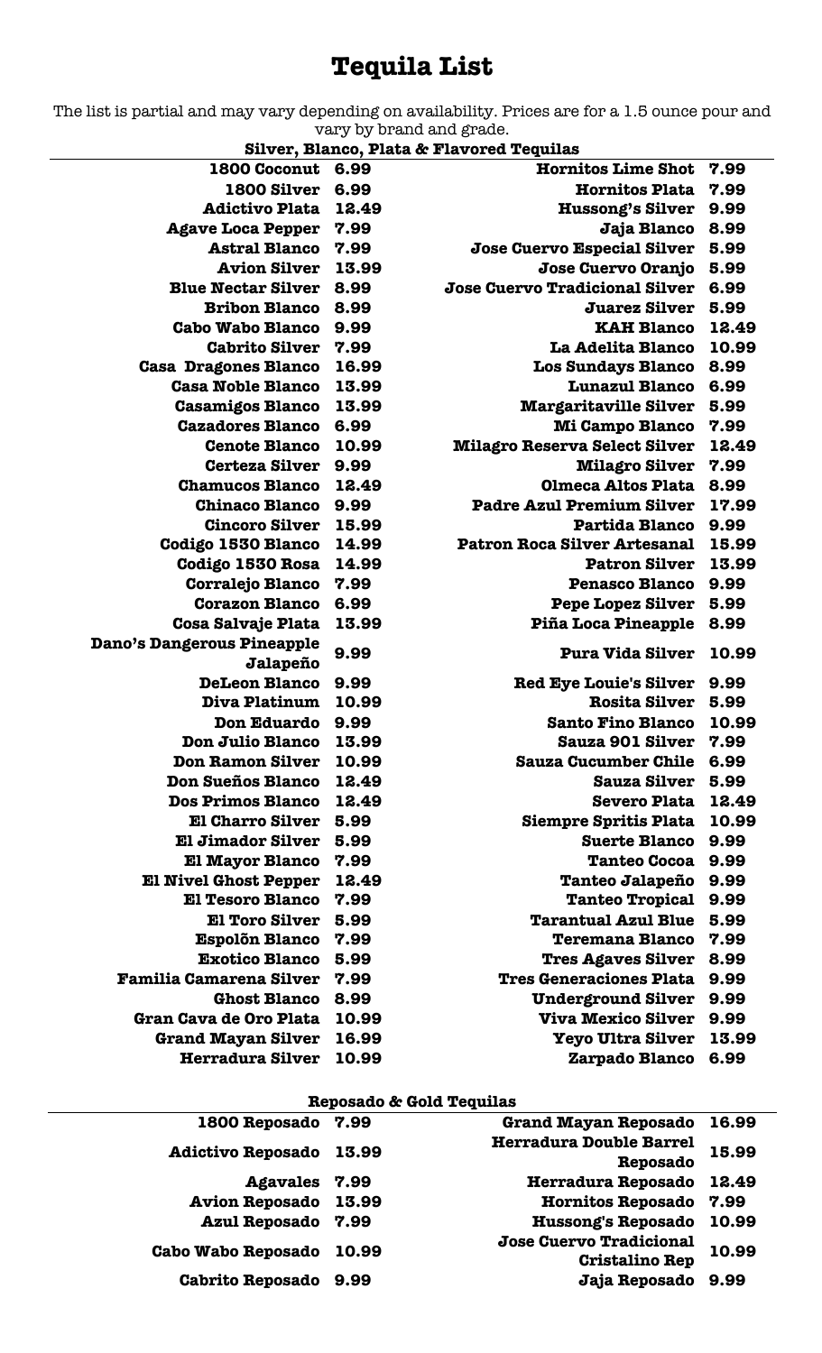# Tequila List

The list is partial and may vary depending on availability. Prices are for a 1.5 ounce pour and vary by brand and grade.

## Silver, Blanco, Plata & Flavored Tequilas

| Tequila | Price | Tequila | Price |
|---|---|---|---|
| 1800 Coconut | 6.99 | Hornitos Lime Shot | 7.99 |
| 1800 Silver | 6.99 | Hornitos Plata | 7.99 |
| Adictivo Plata | 12.49 | Hussong's Silver | 9.99 |
| Agave Loca Pepper | 7.99 | Jaja Blanco | 8.99 |
| Astral Blanco | 7.99 | Jose Cuervo Especial Silver | 5.99 |
| Avion Silver | 13.99 | Jose Cuervo Oranjo | 5.99 |
| Blue Nectar Silver | 8.99 | Jose Cuervo Tradicional Silver | 6.99 |
| Bribon Blanco | 8.99 | Juarez Silver | 5.99 |
| Cabo Wabo Blanco | 9.99 | KAH Blanco | 12.49 |
| Cabrito Silver | 7.99 | La Adelita Blanco | 10.99 |
| Casa Dragones Blanco | 16.99 | Los Sundays Blanco | 8.99 |
| Casa Noble Blanco | 13.99 | Lunazul Blanco | 6.99 |
| Casamigos Blanco | 13.99 | Margaritaville Silver | 5.99 |
| Cazadores Blanco | 6.99 | Mi Campo Blanco | 7.99 |
| Cenote Blanco | 10.99 | Milagro Reserva Select Silver | 12.49 |
| Certeza Silver | 9.99 | Milagro Silver | 7.99 |
| Chamucos Blanco | 12.49 | Olmeca Altos Plata | 8.99 |
| Chinaco Blanco | 9.99 | Padre Azul Premium Silver | 17.99 |
| Cincoro Silver | 15.99 | Partida Blanco | 9.99 |
| Codigo 1530 Blanco | 14.99 | Patron Roca Silver Artesanal | 15.99 |
| Codigo 1530 Rosa | 14.99 | Patron Silver | 13.99 |
| Corralejo Blanco | 7.99 | Penasco Blanco | 9.99 |
| Corazon Blanco | 6.99 | Pepe Lopez Silver | 5.99 |
| Cosa Salvaje Plata | 13.99 | Piña Loca Pineapple | 8.99 |
| Dano's Dangerous Pineapple Jalapeño | 9.99 | Pura Vida Silver | 10.99 |
| DeLeon Blanco | 9.99 | Red Eye Louie's Silver | 9.99 |
| Diva Platinum | 10.99 | Rosita Silver | 5.99 |
| Don Eduardo | 9.99 | Santo Fino Blanco | 10.99 |
| Don Julio Blanco | 13.99 | Sauza 901 Silver | 7.99 |
| Don Ramon Silver | 10.99 | Sauza Cucumber Chile | 6.99 |
| Don Sueños Blanco | 12.49 | Sauza Silver | 5.99 |
| Dos Primos Blanco | 12.49 | Severo Plata | 12.49 |
| El Charro Silver | 5.99 | Siempre Spritis Plata | 10.99 |
| El Jimador Silver | 5.99 | Suerte Blanco | 9.99 |
| El Mayor Blanco | 7.99 | Tanteo Cocoa | 9.99 |
| El Nivel Ghost Pepper | 12.49 | Tanteo Jalapeño | 9.99 |
| El Tesoro Blanco | 7.99 | Tanteo Tropical | 9.99 |
| El Toro Silver | 5.99 | Tarantual Azul Blue | 5.99 |
| Espolõn Blanco | 7.99 | Teremana Blanco | 7.99 |
| Exotico Blanco | 5.99 | Tres Agaves Silver | 8.99 |
| Familia Camarena Silver | 7.99 | Tres Generaciones Plata | 9.99 |
| Ghost Blanco | 8.99 | Underground Silver | 9.99 |
| Gran Cava de Oro Plata | 10.99 | Viva Mexico Silver | 9.99 |
| Grand Mayan Silver | 16.99 | Yeyo Ultra Silver | 13.99 |
| Herradura Silver | 10.99 | Zarpado Blanco | 6.99 |

## Reposado & Gold Tequilas

| Tequila | Price | Tequila | Price |
|---|---|---|---|
| 1800 Reposado | 7.99 | Grand Mayan Reposado | 16.99 |
| Adictivo Reposado | 13.99 | Herradura Double Barrel Reposado | 15.99 |
| Agavales | 7.99 | Herradura Reposado | 12.49 |
| Avion Reposado | 13.99 | Hornitos Reposado | 7.99 |
| Azul Reposado | 7.99 | Hussong's Reposado | 10.99 |
| Cabo Wabo Reposado | 10.99 | Jose Cuervo Tradicional Cristalino Rep | 10.99 |
| Cabrito Reposado | 9.99 | Jaja Reposado | 9.99 |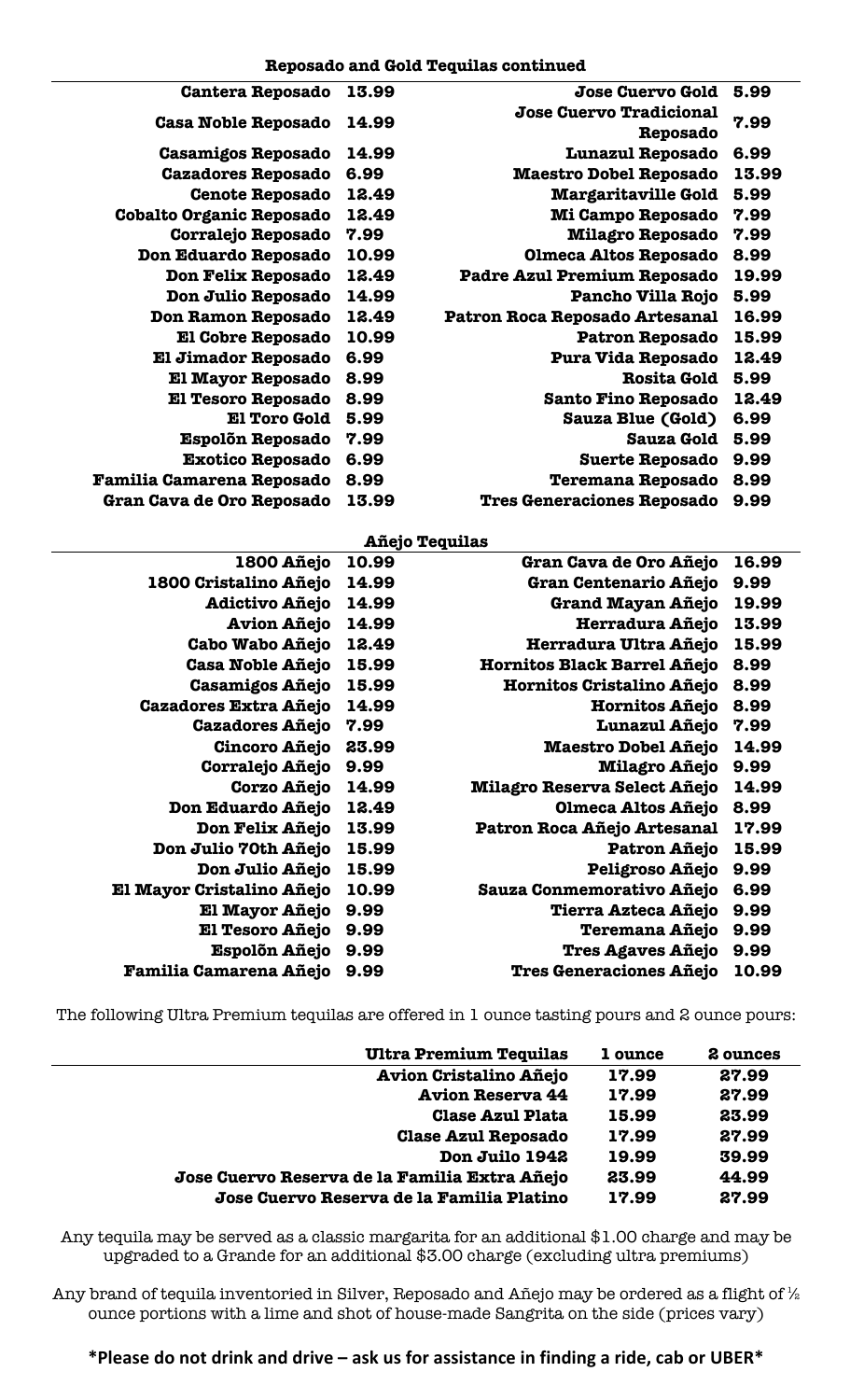## Reposado and Gold Tequilas continued

| | | | |
|---|---|---|---|
| Cantera Reposado | 13.99 | Jose Cuervo Gold | 5.99 |
| Casa Noble Reposado | 14.99 | Jose Cuervo Tradicional Reposado | 7.99 |
| Casamigos Reposado | 14.99 | Lunazul Reposado | 6.99 |
| Cazadores Reposado | 6.99 | Maestro Dobel Reposado | 13.99 |
| Cenote Reposado | 12.49 | Margaritaville Gold | 5.99 |
| Cobalto Organic Reposado | 12.49 | Mi Campo Reposado | 7.99 |
| Corralejo Reposado | 7.99 | Milagro Reposado | 7.99 |
| Don Eduardo Reposado | 10.99 | Olmeca Altos Reposado | 8.99 |
| Don Felix Reposado | 12.49 | Padre Azul Premium Reposado | 19.99 |
| Don Julio Reposado | 14.99 | Pancho Villa Rojo | 5.99 |
| Don Ramon Reposado | 12.49 | Patron Roca Reposado Artesanal | 16.99 |
| El Cobre Reposado | 10.99 | Patron Reposado | 15.99 |
| El Jimador Reposado | 6.99 | Pura Vida Reposado | 12.49 |
| El Mayor Reposado | 8.99 | Rosita Gold | 5.99 |
| El Tesoro Reposado | 8.99 | Santo Fino Reposado | 12.49 |
| El Toro Gold | 5.99 | Sauza Blue (Gold) | 6.99 |
| Espolõn Reposado | 7.99 | Sauza Gold | 5.99 |
| Exotico Reposado | 6.99 | Suerte Reposado | 9.99 |
| Familia Camarena Reposado | 8.99 | Teremana Reposado | 8.99 |
| Gran Cava de Oro Reposado | 13.99 | Tres Generaciones Reposado | 9.99 |

## Añejo Tequilas

| | | | |
|---|---|---|---|
| 1800 Añejo | 10.99 | Gran Cava de Oro Añejo | 16.99 |
| 1800 Cristalino Añejo | 14.99 | Gran Centenario Añejo | 9.99 |
| Adictivo Añejo | 14.99 | Grand Mayan Añejo | 19.99 |
| Avion Añejo | 14.99 | Herradura Añejo | 13.99 |
| Cabo Wabo Añejo | 12.49 | Herradura Ultra Añejo | 15.99 |
| Casa Noble Añejo | 15.99 | Hornitos Black Barrel Añejo | 8.99 |
| Casamigos Añejo | 15.99 | Hornitos Cristalino Añejo | 8.99 |
| Cazadores Extra Añejo | 14.99 | Hornitos Añejo | 8.99 |
| Cazadores Añejo | 7.99 | Lunazul Añejo | 7.99 |
| Cincoro Añejo | 23.99 | Maestro Dobel Añejo | 14.99 |
| Corralejo Añejo | 9.99 | Milagro Añejo | 9.99 |
| Corzo Añejo | 14.99 | Milagro Reserva Select Añejo | 14.99 |
| Don Eduardo Añejo | 12.49 | Olmeca Altos Añejo | 8.99 |
| Don Felix Añejo | 13.99 | Patron Roca Añejo Artesanal | 17.99 |
| Don Julio 70th Añejo | 15.99 | Patron Añejo | 15.99 |
| Don Julio Añejo | 15.99 | Peligroso Añejo | 9.99 |
| El Mayor Cristalino Añejo | 10.99 | Sauza Conmemorativo Añejo | 6.99 |
| El Mayor Añejo | 9.99 | Tierra Azteca Añejo | 9.99 |
| El Tesoro Añejo | 9.99 | Teremana Añejo | 9.99 |
| Espolõn Añejo | 9.99 | Tres Agaves Añejo | 9.99 |
| Familia Camarena Añejo | 9.99 | Tres Generaciones Añejo | 10.99 |

The following Ultra Premium tequilas are offered in 1 ounce tasting pours and 2 ounce pours:

| Ultra Premium Tequilas | 1 ounce | 2 ounces |
|---|---|---|
| Avion Cristalino Añejo | 17.99 | 27.99 |
| Avion Reserva 44 | 17.99 | 27.99 |
| Clase Azul Plata | 15.99 | 23.99 |
| Clase Azul Reposado | 17.99 | 27.99 |
| Don Juilo 1942 | 19.99 | 39.99 |
| Jose Cuervo Reserva de la Familia Extra Añejo | 23.99 | 44.99 |
| Jose Cuervo Reserva de la Familia Platino | 17.99 | 27.99 |

Any tequila may be served as a classic margarita for an additional $1.00 charge and may be upgraded to a Grande for an additional $3.00 charge (excluding ultra premiums)

Any brand of tequila inventoried in Silver, Reposado and Añejo may be ordered as a flight of ½ ounce portions with a lime and shot of house-made Sangrita on the side (prices vary)

**\*Please do not drink and drive – ask us for assistance in finding a ride, cab or UBER\***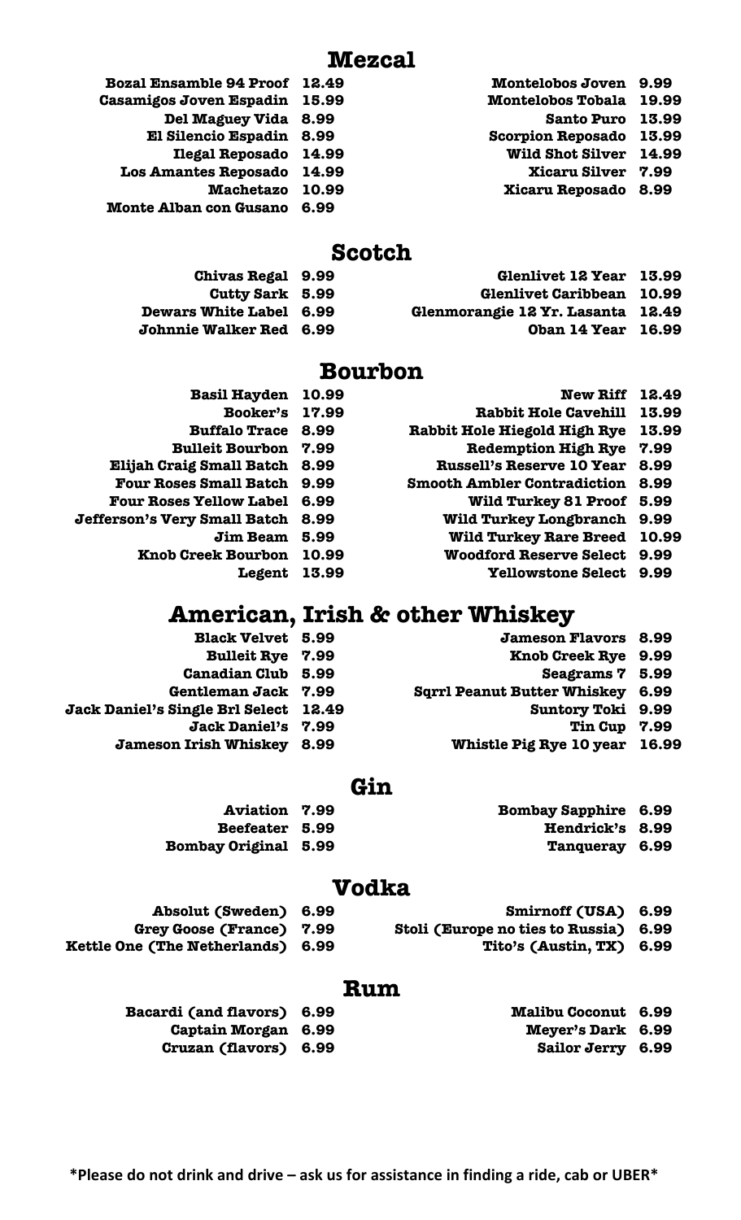## Mezcal

| | | | |
|---|---|---|---|
| Bozal Ensamble 94 Proof | 12.49 | Montelobos Joven | 9.99 |
| Casamigos Joven Espadin | 15.99 | Montelobos Tobala | 19.99 |
| Del Maguey Vida | 8.99 | Santo Puro | 13.99 |
| El Silencio Espadin | 8.99 | Scorpion Reposado | 13.99 |
| Ilegal Reposado | 14.99 | Wild Shot Silver | 14.99 |
| Los Amantes Reposado | 14.99 | Xicaru Silver | 7.99 |
| Machetazo | 10.99 | Xicaru Reposado | 8.99 |
| Monte Alban con Gusano | 6.99 | | |

## Scotch

| | | | |
|---|---|---|---|
| Chivas Regal | 9.99 | Glenlivet 12 Year | 13.99 |
| Cutty Sark | 5.99 | Glenlivet Caribbean | 10.99 |
| Dewars White Label | 6.99 | Glenmorangie 12 Yr. Lasanta | 12.49 |
| Johnnie Walker Red | 6.99 | Oban 14 Year | 16.99 |

## Bourbon

| | | | |
|---|---|---|---|
| Basil Hayden | 10.99 | New Riff | 12.49 |
| Booker's | 17.99 | Rabbit Hole Cavehill | 13.99 |
| Buffalo Trace | 8.99 | Rabbit Hole Hiegold High Rye | 13.99 |
| Bulleit Bourbon | 7.99 | Redemption High Rye | 7.99 |
| Elijah Craig Small Batch | 8.99 | Russell's Reserve 10 Year | 8.99 |
| Four Roses Small Batch | 9.99 | Smooth Ambler Contradiction | 8.99 |
| Four Roses Yellow Label | 6.99 | Wild Turkey 81 Proof | 5.99 |
| Jefferson's Very Small Batch | 8.99 | Wild Turkey Longbranch | 9.99 |
| Jim Beam | 5.99 | Wild Turkey Rare Breed | 10.99 |
| Knob Creek Bourbon | 10.99 | Woodford Reserve Select | 9.99 |
| Legent | 13.99 | Yellowstone Select | 9.99 |

## American, Irish & other Whiskey

| | | | |
|---|---|---|---|
| Black Velvet | 5.99 | Jameson Flavors | 8.99 |
| Bulleit Rye | 7.99 | Knob Creek Rye | 9.99 |
| Canadian Club | 5.99 | Seagrams 7 | 5.99 |
| Gentleman Jack | 7.99 | Sqrrl Peanut Butter Whiskey | 6.99 |
| Jack Daniel's Single Brl Select | 12.49 | Suntory Toki | 9.99 |
| Jack Daniel's | 7.99 | Tin Cup | 7.99 |
| Jameson Irish Whiskey | 8.99 | Whistle Pig Rye 10 year | 16.99 |

## Gin

| | | | |
|---|---|---|---|
| Aviation | 7.99 | Bombay Sapphire | 6.99 |
| Beefeater | 5.99 | Hendrick's | 8.99 |
| Bombay Original | 5.99 | Tanqueray | 6.99 |

## Vodka

| | | | |
|---|---|---|---|
| Absolut (Sweden) | 6.99 | Smirnoff (USA) | 6.99 |
| Grey Goose (France) | 7.99 | Stoli (Europe no ties to Russia) | 6.99 |
| Kettle One (The Netherlands) | 6.99 | Tito's (Austin, TX) | 6.99 |

## Rum

| | | | |
|---|---|---|---|
| Bacardi (and flavors) | 6.99 | Malibu Coconut | 6.99 |
| Captain Morgan | 6.99 | Meyer's Dark | 6.99 |
| Cruzan (flavors) | 6.99 | Sailor Jerry | 6.99 |

**\*Please do not drink and drive – ask us for assistance in finding a ride, cab or UBER\***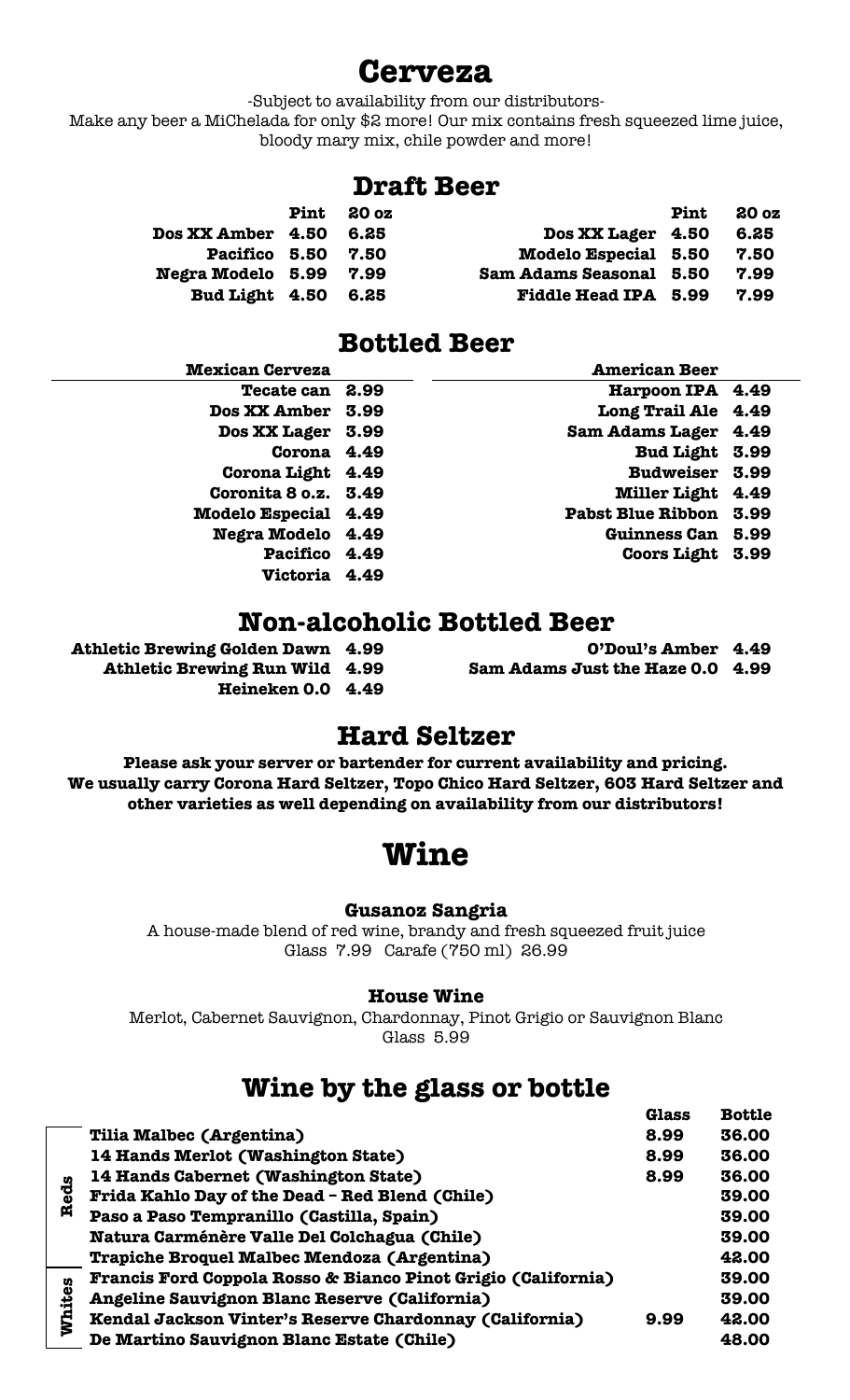# Cerveza

-Subject to availability from our distributors-

Make any beer a MiChelada for only $2 more! Our mix contains fresh squeezed lime juice, bloody mary mix, chile powder and more!

## Draft Beer

| | Pint | 20 oz |
|---|---|---|
| Dos XX Amber | 4.50 | 6.25 |
| Pacifico | 5.50 | 7.50 |
| Negra Modelo | 5.99 | 7.99 |
| Bud Light | 4.50 | 6.25 |
| Dos XX Lager | 4.50 | 6.25 |
| Modelo Especial | 5.50 | 7.50 |
| Sam Adams Seasonal | 5.50 | 7.99 |
| Fiddle Head IPA | 5.99 | 7.99 |

## Bottled Beer

**Mexican Cerveza**

| | |
|---|---|
| Tecate can | 2.99 |
| Dos XX Amber | 3.99 |
| Dos XX Lager | 3.99 |
| Corona | 4.49 |
| Corona Light | 4.49 |
| Coronita 8 o.z. | 3.49 |
| Modelo Especial | 4.49 |
| Negra Modelo | 4.49 |
| Pacifico | 4.49 |
| Victoria | 4.49 |

**American Beer**

| | |
|---|---|
| Harpoon IPA | 4.49 |
| Long Trail Ale | 4.49 |
| Sam Adams Lager | 4.49 |
| Bud Light | 3.99 |
| Budweiser | 3.99 |
| Miller Light | 4.49 |
| Pabst Blue Ribbon | 3.99 |
| Guinness Can | 5.99 |
| Coors Light | 3.99 |

## Non-alcoholic Bottled Beer

| | |
|---|---|
| Athletic Brewing Golden Dawn | 4.99 |
| Athletic Brewing Run Wild | 4.99 |
| Heineken 0.0 | 4.49 |
| O'Doul's Amber | 4.49 |
| Sam Adams Just the Haze 0.0 | 4.99 |

## Hard Seltzer

**Please ask your server or bartender for current availability and pricing. We usually carry Corona Hard Seltzer, Topo Chico Hard Seltzer, 603 Hard Seltzer and other varieties as well depending on availability from our distributors!**

# Wine

### Gusanoz Sangria

A house-made blend of red wine, brandy and fresh squeezed fruit juice

Glass 7.99 Carafe (750 ml) 26.99

### House Wine

Merlot, Cabernet Sauvignon, Chardonnay, Pinot Grigio or Sauvignon Blanc

Glass 5.99

## Wine by the glass or bottle

| | | Glass | Bottle |
|---|---|---|---|
| Reds | Tilia Malbec (Argentina) | 8.99 | 36.00 |
| | 14 Hands Merlot (Washington State) | 8.99 | 36.00 |
| | 14 Hands Cabernet (Washington State) | 8.99 | 36.00 |
| | Frida Kahlo Day of the Dead - Red Blend (Chile) | | 39.00 |
| | Paso a Paso Tempranillo (Castilla, Spain) | | 39.00 |
| | Natura Carménère Valle Del Colchagua (Chile) | | 39.00 |
| | Trapiche Broquel Malbec Mendoza (Argentina) | | 42.00 |
| Whites | Francis Ford Coppola Rosso & Bianco Pinot Grigio (California) | | 39.00 |
| | Angeline Sauvignon Blanc Reserve (California) | | 39.00 |
| | Kendal Jackson Vinter's Reserve Chardonnay (California) | 9.99 | 42.00 |
| | De Martino Sauvignon Blanc Estate (Chile) | | 48.00 |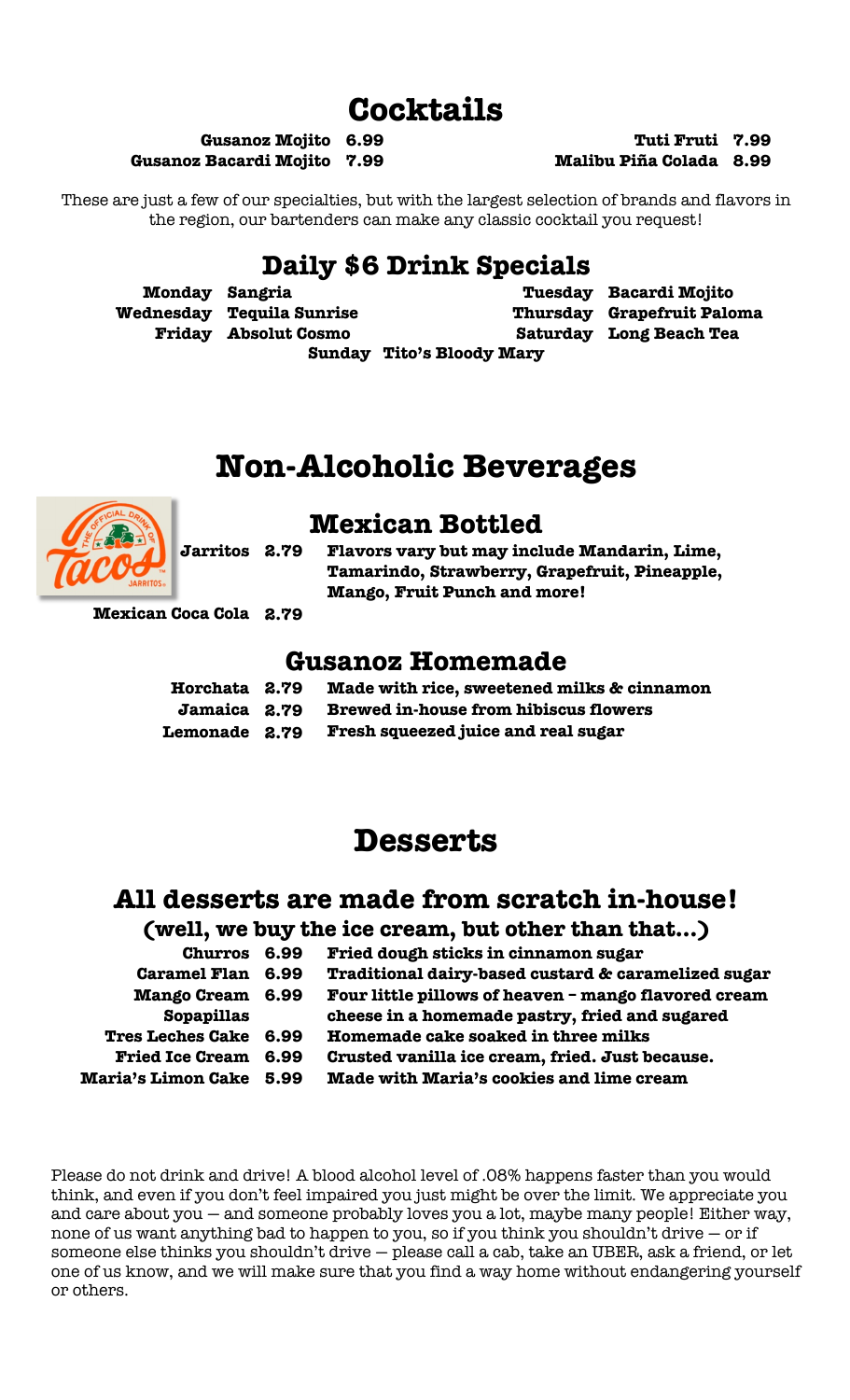# Cocktails

**Gusanoz Mojito 6.99**
**Gusanoz Bacardi Mojito 7.99**
**Tuti Fruti 7.99**
**Malibu Piña Colada 8.99**

These are just a few of our specialties, but with the largest selection of brands and flavors in the region, our bartenders can make any classic cocktail you request!

## Daily $6 Drink Specials

**Monday** **Sangria**
**Tuesday** **Bacardi Mojito**
**Wednesday** **Tequila Sunrise**
**Thursday** **Grapefruit Paloma**
**Friday** **Absolut Cosmo**
**Saturday** **Long Beach Tea**
**Sunday** **Tito's Bloody Mary**

# Non-Alcoholic Beverages

## Mexican Bottled

| | | |
|---|---|---|
| **Jarritos** | **2.79** | **Flavors vary but may include Mandarin, Lime, Tamarindo, Strawberry, Grapefruit, Pineapple, Mango, Fruit Punch and more!** |
| **Mexican Coca Cola** | **2.79** | |

## Gusanoz Homemade

| | | |
|---|---|---|
| **Horchata** | **2.79** | **Made with rice, sweetened milks & cinnamon** |
| **Jamaica** | **2.79** | **Brewed in-house from hibiscus flowers** |
| **Lemonade** | **2.79** | **Fresh squeezed juice and real sugar** |

# Desserts

## All desserts are made from scratch in-house!

### (well, we buy the ice cream, but other than that…)

| | | |
|---|---|---|
| **Churros** | **6.99** | **Fried dough sticks in cinnamon sugar** |
| **Caramel Flan** | **6.99** | **Traditional dairy-based custard & caramelized sugar** |
| **Mango Cream Sopapillas** | **6.99** | **Four little pillows of heaven – mango flavored cream cheese in a homemade pastry, fried and sugared** |
| **Tres Leches Cake** | **6.99** | **Homemade cake soaked in three milks** |
| **Fried Ice Cream** | **6.99** | **Crusted vanilla ice cream, fried. Just because.** |
| **Maria's Limon Cake** | **5.99** | **Made with Maria's cookies and lime cream** |

Please do not drink and drive! A blood alcohol level of .08% happens faster than you would think, and even if you don't feel impaired you just might be over the limit. We appreciate you and care about you — and someone probably loves you a lot, maybe many people! Either way, none of us want anything bad to happen to you, so if you think you shouldn't drive — or if someone else thinks you shouldn't drive — please call a cab, take an UBER, ask a friend, or let one of us know, and we will make sure that you find a way home without endangering yourself or others.